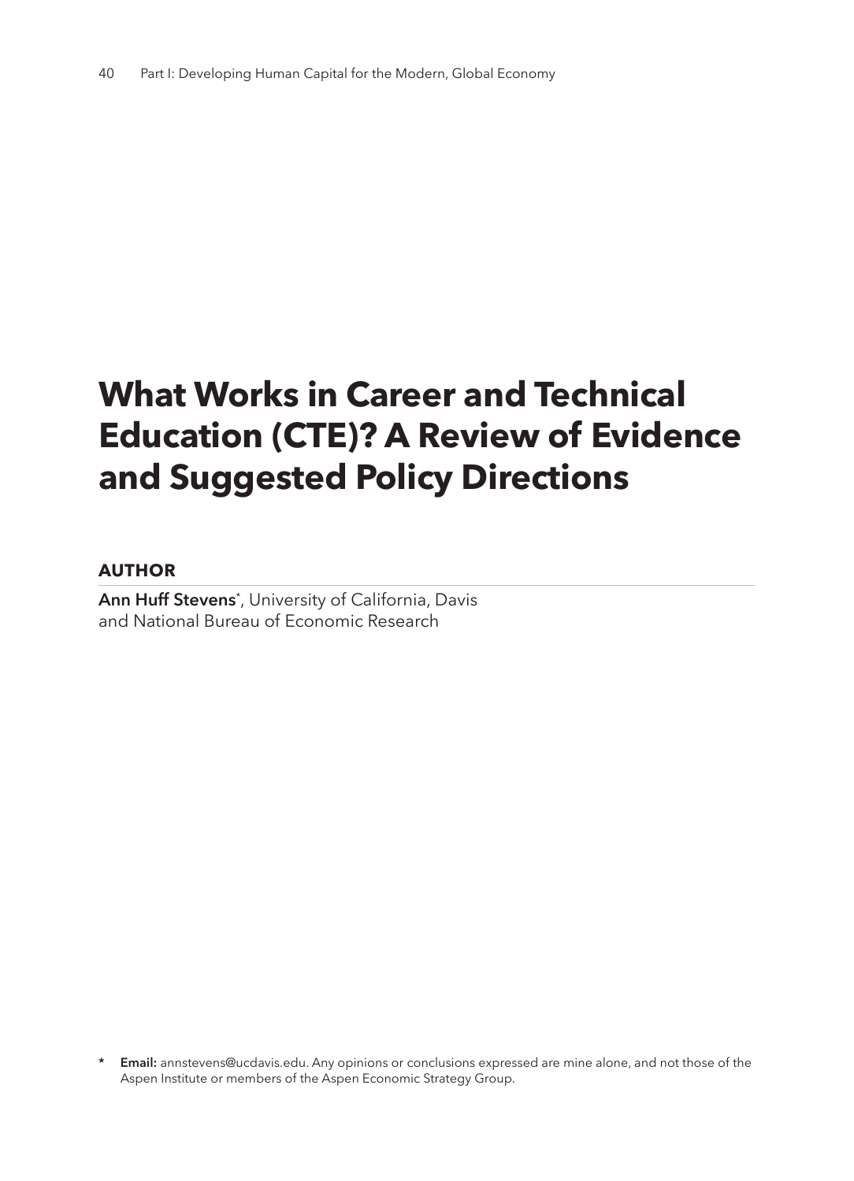# What Works in Career and Technical Education (CTE)? A Review of Evidence and Suggested Policy Directions

## AUTHOR

**Ann Huff Stevens**[*], University of California, Davis and National Bureau of Economic Research

[*] **Email:** annstevens@ucdavis.edu. Any opinions or conclusions expressed are mine alone, and not those of the Aspen Institute or members of the Aspen Economic Strategy Group.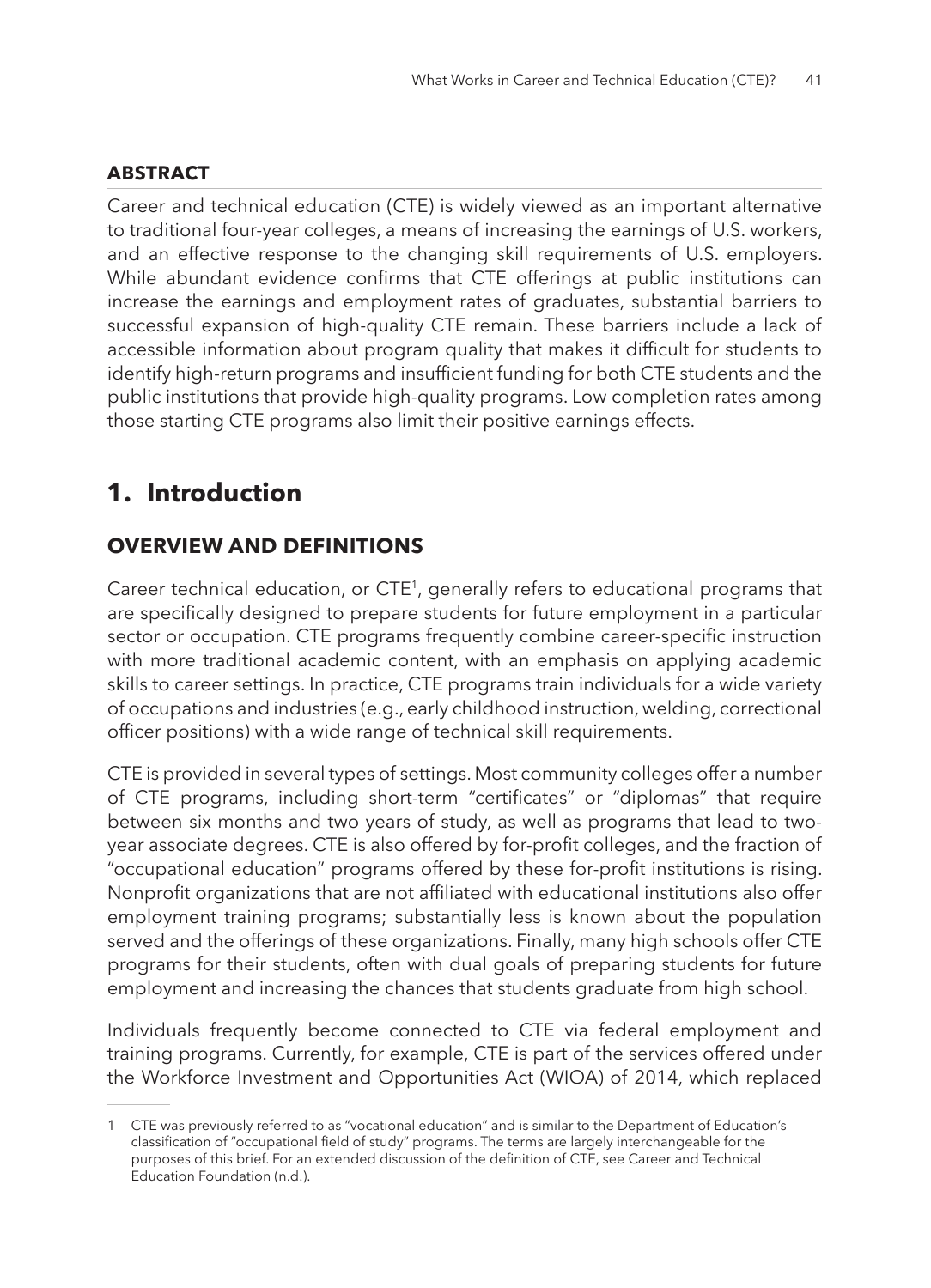**ABSTRACT**

Career and technical education (CTE) is widely viewed as an important alternative to traditional four-year colleges, a means of increasing the earnings of U.S. workers, and an effective response to the changing skill requirements of U.S. employers. While abundant evidence confirms that CTE offerings at public institutions can increase the earnings and employment rates of graduates, substantial barriers to successful expansion of high-quality CTE remain. These barriers include a lack of accessible information about program quality that makes it difficult for students to identify high-return programs and insufficient funding for both CTE students and the public institutions that provide high-quality programs. Low completion rates among those starting CTE programs also limit their positive earnings effects.

# 1. Introduction

## OVERVIEW AND DEFINITIONS

Career technical education, or CTE[1], generally refers to educational programs that are specifically designed to prepare students for future employment in a particular sector or occupation. CTE programs frequently combine career-specific instruction with more traditional academic content, with an emphasis on applying academic skills to career settings. In practice, CTE programs train individuals for a wide variety of occupations and industries (e.g., early childhood instruction, welding, correctional officer positions) with a wide range of technical skill requirements.

CTE is provided in several types of settings. Most community colleges offer a number of CTE programs, including short-term "certificates" or "diplomas" that require between six months and two years of study, as well as programs that lead to two-year associate degrees. CTE is also offered by for-profit colleges, and the fraction of "occupational education" programs offered by these for-profit institutions is rising. Nonprofit organizations that are not affiliated with educational institutions also offer employment training programs; substantially less is known about the population served and the offerings of these organizations. Finally, many high schools offer CTE programs for their students, often with dual goals of preparing students for future employment and increasing the chances that students graduate from high school.

Individuals frequently become connected to CTE via federal employment and training programs. Currently, for example, CTE is part of the services offered under the Workforce Investment and Opportunities Act (WIOA) of 2014, which replaced

---

1 CTE was previously referred to as "vocational education" and is similar to the Department of Education's classification of "occupational field of study" programs. The terms are largely interchangeable for the purposes of this brief. For an extended discussion of the definition of CTE, see Career and Technical Education Foundation (n.d.).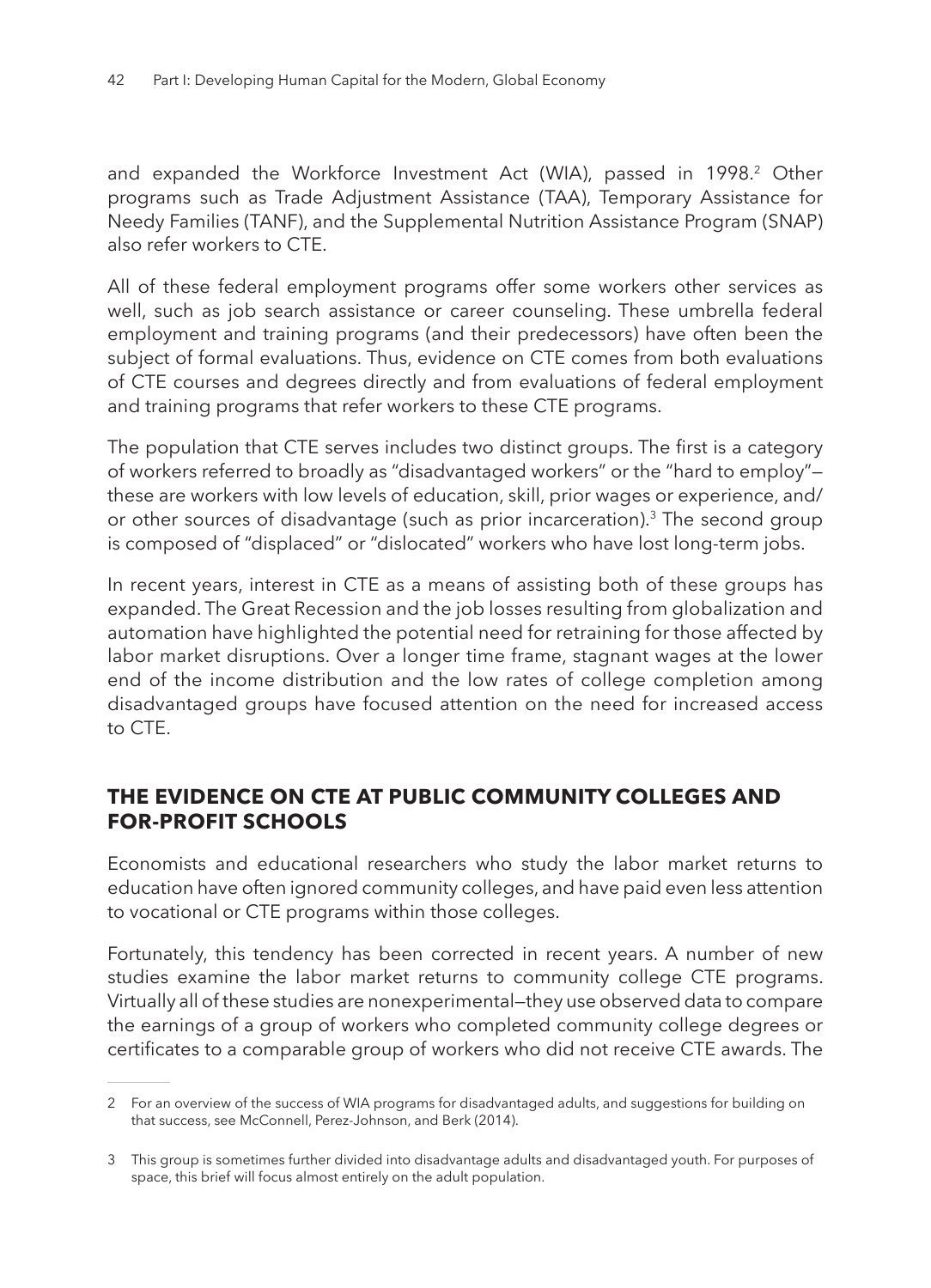and expanded the Workforce Investment Act (WIA), passed in 1998.[2] Other programs such as Trade Adjustment Assistance (TAA), Temporary Assistance for Needy Families (TANF), and the Supplemental Nutrition Assistance Program (SNAP) also refer workers to CTE.

All of these federal employment programs offer some workers other services as well, such as job search assistance or career counseling. These umbrella federal employment and training programs (and their predecessors) have often been the subject of formal evaluations. Thus, evidence on CTE comes from both evaluations of CTE courses and degrees directly and from evaluations of federal employment and training programs that refer workers to these CTE programs.

The population that CTE serves includes two distinct groups. The first is a category of workers referred to broadly as "disadvantaged workers" or the "hard to employ"—these are workers with low levels of education, skill, prior wages or experience, and/or other sources of disadvantage (such as prior incarceration).[3] The second group is composed of "displaced" or "dislocated" workers who have lost long-term jobs.

In recent years, interest in CTE as a means of assisting both of these groups has expanded. The Great Recession and the job losses resulting from globalization and automation have highlighted the potential need for retraining for those affected by labor market disruptions. Over a longer time frame, stagnant wages at the lower end of the income distribution and the low rates of college completion among disadvantaged groups have focused attention on the need for increased access to CTE.

## THE EVIDENCE ON CTE AT PUBLIC COMMUNITY COLLEGES AND FOR-PROFIT SCHOOLS

Economists and educational researchers who study the labor market returns to education have often ignored community colleges, and have paid even less attention to vocational or CTE programs within those colleges.

Fortunately, this tendency has been corrected in recent years. A number of new studies examine the labor market returns to community college CTE programs. Virtually all of these studies are nonexperimental—they use observed data to compare the earnings of a group of workers who completed community college degrees or certificates to a comparable group of workers who did not receive CTE awards. The

---

2 For an overview of the success of WIA programs for disadvantaged adults, and suggestions for building on that success, see McConnell, Perez-Johnson, and Berk (2014).

3 This group is sometimes further divided into disadvantage adults and disadvantaged youth. For purposes of space, this brief will focus almost entirely on the adult population.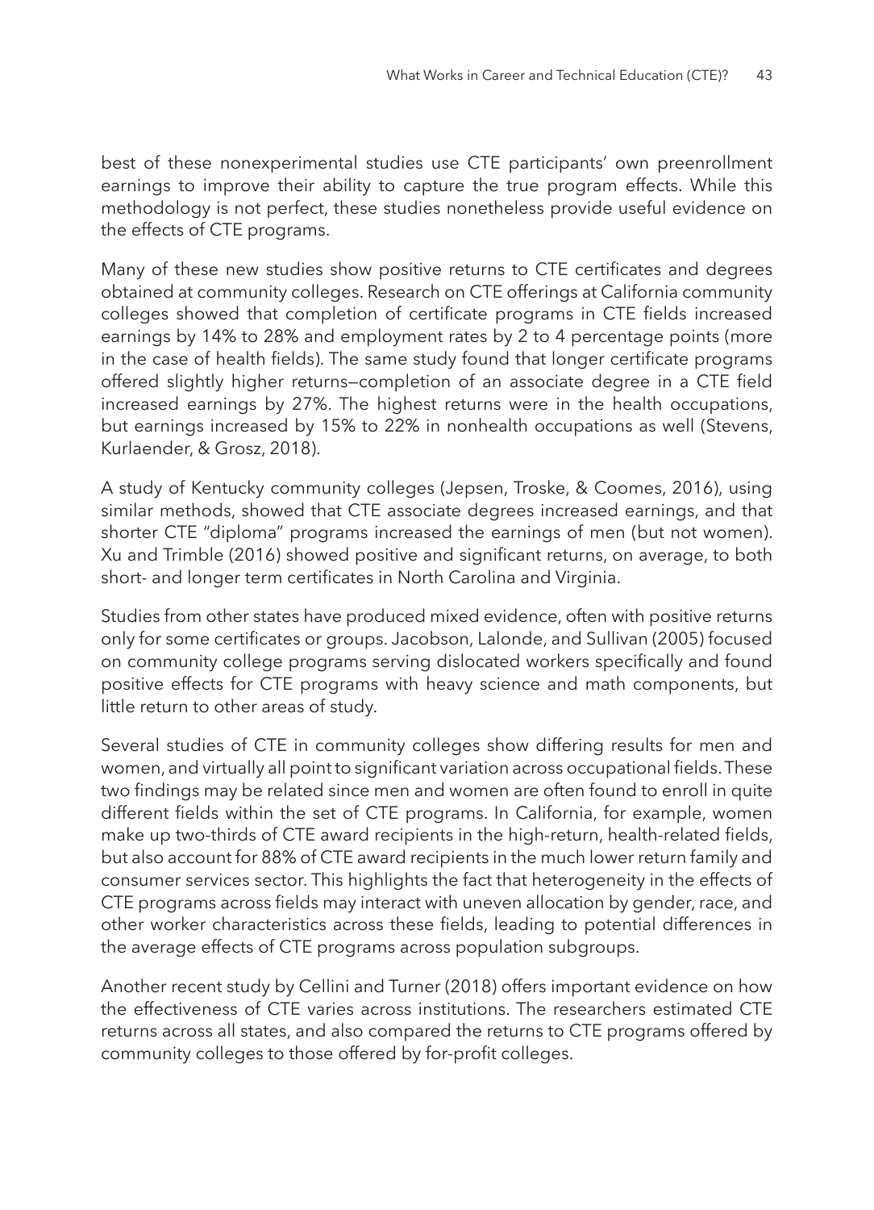best of these nonexperimental studies use CTE participants' own preenrollment earnings to improve their ability to capture the true program effects. While this methodology is not perfect, these studies nonetheless provide useful evidence on the effects of CTE programs.

Many of these new studies show positive returns to CTE certificates and degrees obtained at community colleges. Research on CTE offerings at California community colleges showed that completion of certificate programs in CTE fields increased earnings by 14% to 28% and employment rates by 2 to 4 percentage points (more in the case of health fields). The same study found that longer certificate programs offered slightly higher returns—completion of an associate degree in a CTE field increased earnings by 27%. The highest returns were in the health occupations, but earnings increased by 15% to 22% in nonhealth occupations as well (Stevens, Kurlaender, & Grosz, 2018).

A study of Kentucky community colleges (Jepsen, Troske, & Coomes, 2016), using similar methods, showed that CTE associate degrees increased earnings, and that shorter CTE "diploma" programs increased the earnings of men (but not women). Xu and Trimble (2016) showed positive and significant returns, on average, to both short- and longer term certificates in North Carolina and Virginia.

Studies from other states have produced mixed evidence, often with positive returns only for some certificates or groups. Jacobson, Lalonde, and Sullivan (2005) focused on community college programs serving dislocated workers specifically and found positive effects for CTE programs with heavy science and math components, but little return to other areas of study.

Several studies of CTE in community colleges show differing results for men and women, and virtually all point to significant variation across occupational fields. These two findings may be related since men and women are often found to enroll in quite different fields within the set of CTE programs. In California, for example, women make up two-thirds of CTE award recipients in the high-return, health-related fields, but also account for 88% of CTE award recipients in the much lower return family and consumer services sector. This highlights the fact that heterogeneity in the effects of CTE programs across fields may interact with uneven allocation by gender, race, and other worker characteristics across these fields, leading to potential differences in the average effects of CTE programs across population subgroups.

Another recent study by Cellini and Turner (2018) offers important evidence on how the effectiveness of CTE varies across institutions. The researchers estimated CTE returns across all states, and also compared the returns to CTE programs offered by community colleges to those offered by for-profit colleges.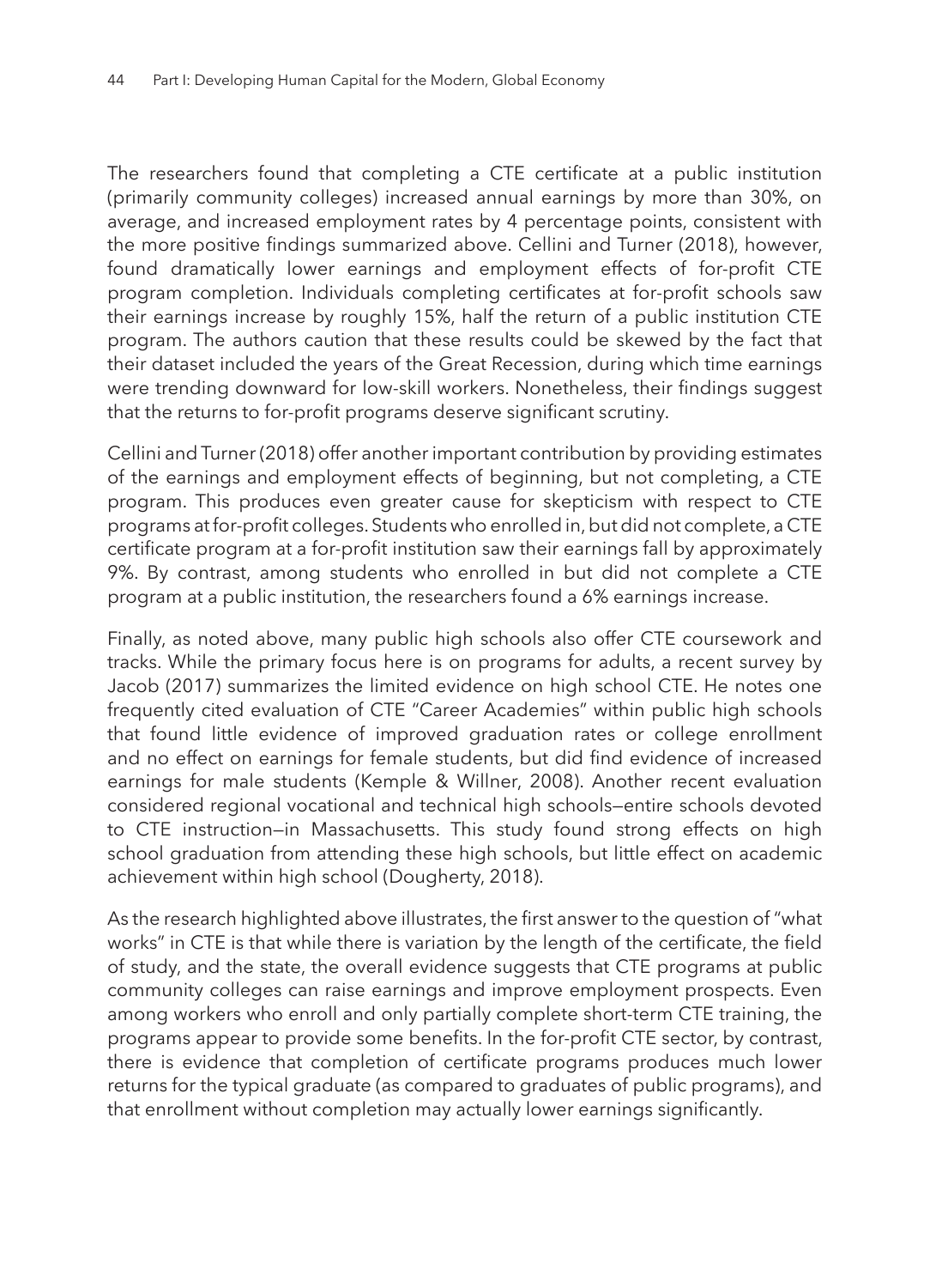The researchers found that completing a CTE certificate at a public institution (primarily community colleges) increased annual earnings by more than 30%, on average, and increased employment rates by 4 percentage points, consistent with the more positive findings summarized above. Cellini and Turner (2018), however, found dramatically lower earnings and employment effects of for-profit CTE program completion. Individuals completing certificates at for-profit schools saw their earnings increase by roughly 15%, half the return of a public institution CTE program. The authors caution that these results could be skewed by the fact that their dataset included the years of the Great Recession, during which time earnings were trending downward for low-skill workers. Nonetheless, their findings suggest that the returns to for-profit programs deserve significant scrutiny.

Cellini and Turner (2018) offer another important contribution by providing estimates of the earnings and employment effects of beginning, but not completing, a CTE program. This produces even greater cause for skepticism with respect to CTE programs at for-profit colleges. Students who enrolled in, but did not complete, a CTE certificate program at a for-profit institution saw their earnings fall by approximately 9%. By contrast, among students who enrolled in but did not complete a CTE program at a public institution, the researchers found a 6% earnings increase.

Finally, as noted above, many public high schools also offer CTE coursework and tracks. While the primary focus here is on programs for adults, a recent survey by Jacob (2017) summarizes the limited evidence on high school CTE. He notes one frequently cited evaluation of CTE "Career Academies" within public high schools that found little evidence of improved graduation rates or college enrollment and no effect on earnings for female students, but did find evidence of increased earnings for male students (Kemple & Willner, 2008). Another recent evaluation considered regional vocational and technical high schools—entire schools devoted to CTE instruction—in Massachusetts. This study found strong effects on high school graduation from attending these high schools, but little effect on academic achievement within high school (Dougherty, 2018).

As the research highlighted above illustrates, the first answer to the question of "what works" in CTE is that while there is variation by the length of the certificate, the field of study, and the state, the overall evidence suggests that CTE programs at public community colleges can raise earnings and improve employment prospects. Even among workers who enroll and only partially complete short-term CTE training, the programs appear to provide some benefits. In the for-profit CTE sector, by contrast, there is evidence that completion of certificate programs produces much lower returns for the typical graduate (as compared to graduates of public programs), and that enrollment without completion may actually lower earnings significantly.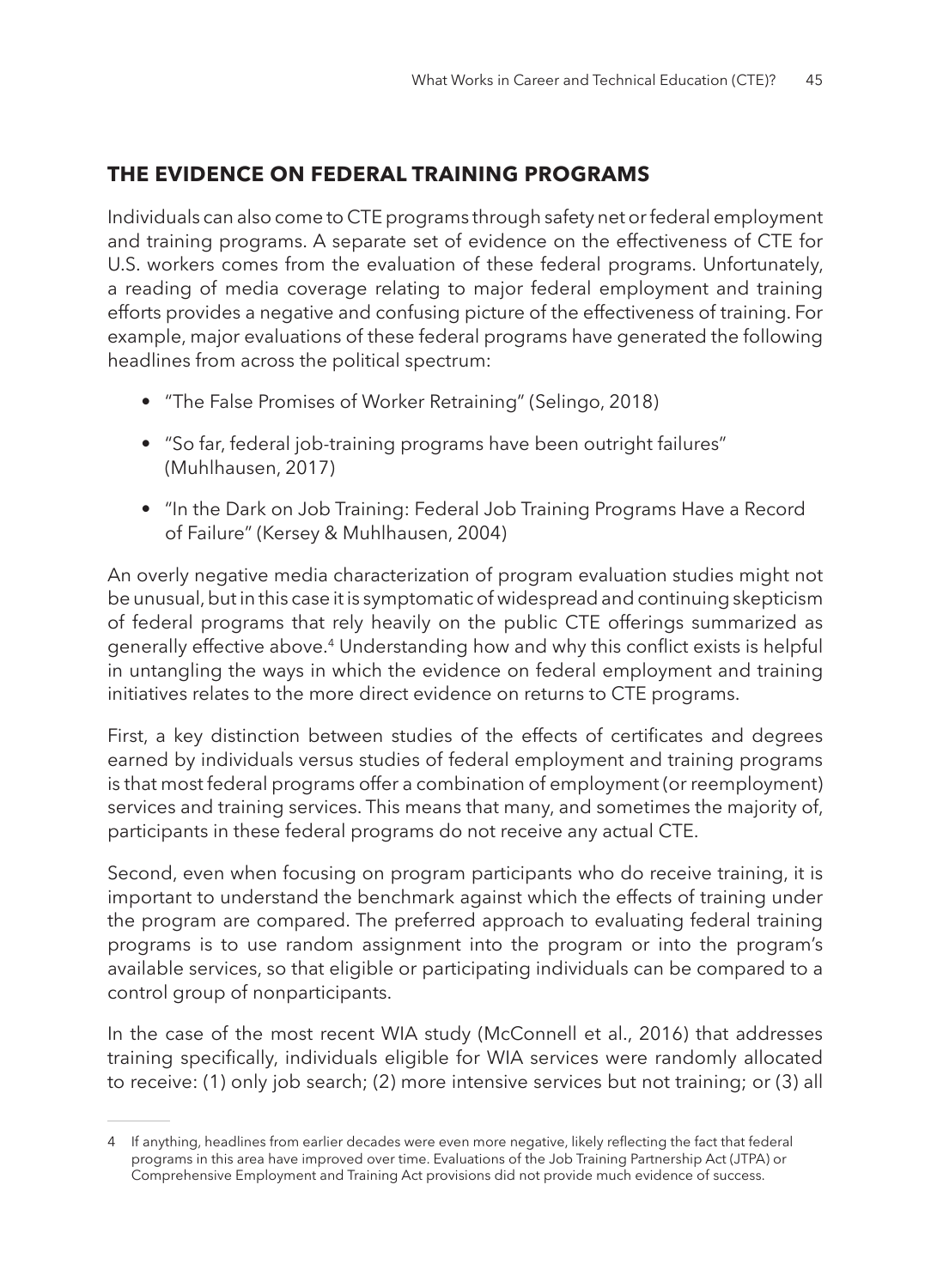## THE EVIDENCE ON FEDERAL TRAINING PROGRAMS

Individuals can also come to CTE programs through safety net or federal employment and training programs. A separate set of evidence on the effectiveness of CTE for U.S. workers comes from the evaluation of these federal programs. Unfortunately, a reading of media coverage relating to major federal employment and training efforts provides a negative and confusing picture of the effectiveness of training. For example, major evaluations of these federal programs have generated the following headlines from across the political spectrum:

- "The False Promises of Worker Retraining" (Selingo, 2018)
- "So far, federal job-training programs have been outright failures" (Muhlhausen, 2017)
- "In the Dark on Job Training: Federal Job Training Programs Have a Record of Failure" (Kersey & Muhlhausen, 2004)

An overly negative media characterization of program evaluation studies might not be unusual, but in this case it is symptomatic of widespread and continuing skepticism of federal programs that rely heavily on the public CTE offerings summarized as generally effective above.[4] Understanding how and why this conflict exists is helpful in untangling the ways in which the evidence on federal employment and training initiatives relates to the more direct evidence on returns to CTE programs.

First, a key distinction between studies of the effects of certificates and degrees earned by individuals versus studies of federal employment and training programs is that most federal programs offer a combination of employment (or reemployment) services and training services. This means that many, and sometimes the majority of, participants in these federal programs do not receive any actual CTE.

Second, even when focusing on program participants who do receive training, it is important to understand the benchmark against which the effects of training under the program are compared. The preferred approach to evaluating federal training programs is to use random assignment into the program or into the program's available services, so that eligible or participating individuals can be compared to a control group of nonparticipants.

In the case of the most recent WIA study (McConnell et al., 2016) that addresses training specifically, individuals eligible for WIA services were randomly allocated to receive: (1) only job search; (2) more intensive services but not training; or (3) all

---

4 If anything, headlines from earlier decades were even more negative, likely reflecting the fact that federal programs in this area have improved over time. Evaluations of the Job Training Partnership Act (JTPA) or Comprehensive Employment and Training Act provisions did not provide much evidence of success.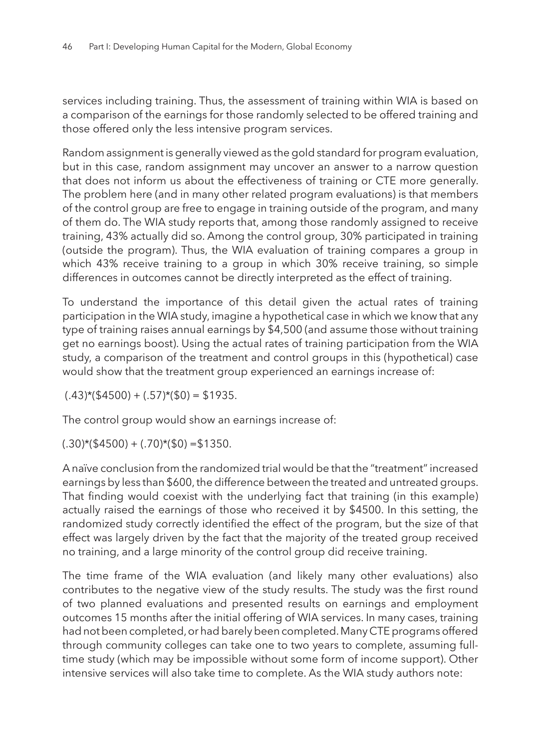services including training. Thus, the assessment of training within WIA is based on a comparison of the earnings for those randomly selected to be offered training and those offered only the less intensive program services.

Random assignment is generally viewed as the gold standard for program evaluation, but in this case, random assignment may uncover an answer to a narrow question that does not inform us about the effectiveness of training or CTE more generally. The problem here (and in many other related program evaluations) is that members of the control group are free to engage in training outside of the program, and many of them do. The WIA study reports that, among those randomly assigned to receive training, 43% actually did so. Among the control group, 30% participated in training (outside the program). Thus, the WIA evaluation of training compares a group in which 43% receive training to a group in which 30% receive training, so simple differences in outcomes cannot be directly interpreted as the effect of training.

To understand the importance of this detail given the actual rates of training participation in the WIA study, imagine a hypothetical case in which we know that any type of training raises annual earnings by $4,500 (and assume those without training get no earnings boost). Using the actual rates of training participation from the WIA study, a comparison of the treatment and control groups in this (hypothetical) case would show that the treatment group experienced an earnings increase of:

$$(.43)*(\$4500) + (.57)*(\$0) = \$1935.$$

The control group would show an earnings increase of:

$$(.30)*(\$4500) + (.70)*(\$0) = \$1350.$$

A naïve conclusion from the randomized trial would be that the "treatment" increased earnings by less than $600, the difference between the treated and untreated groups. That finding would coexist with the underlying fact that training (in this example) actually raised the earnings of those who received it by $4500. In this setting, the randomized study correctly identified the effect of the program, but the size of that effect was largely driven by the fact that the majority of the treated group received no training, and a large minority of the control group did receive training.

The time frame of the WIA evaluation (and likely many other evaluations) also contributes to the negative view of the study results. The study was the first round of two planned evaluations and presented results on earnings and employment outcomes 15 months after the initial offering of WIA services. In many cases, training had not been completed, or had barely been completed. Many CTE programs offered through community colleges can take one to two years to complete, assuming full-time study (which may be impossible without some form of income support). Other intensive services will also take time to complete. As the WIA study authors note: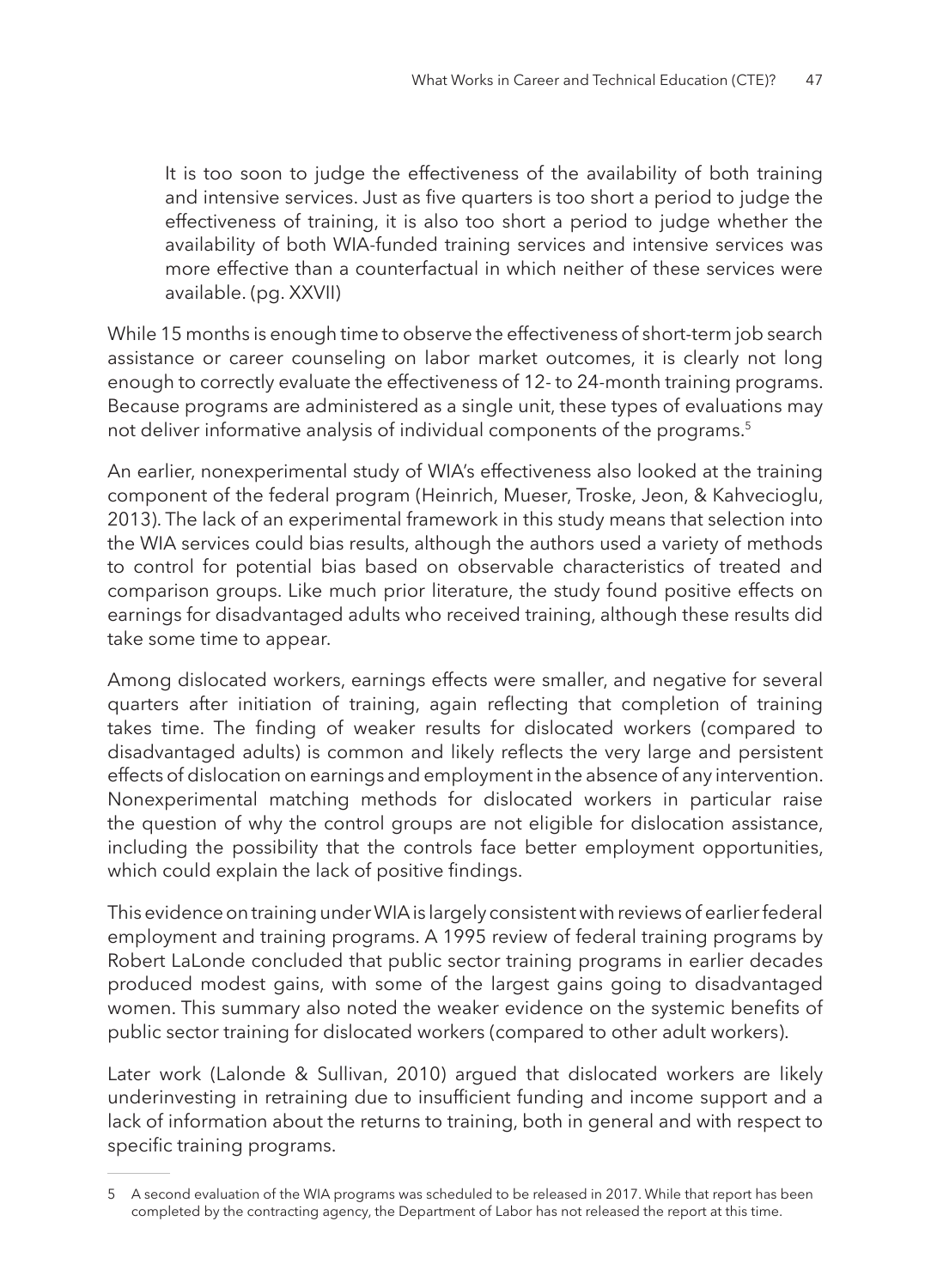> It is too soon to judge the effectiveness of the availability of both training and intensive services. Just as five quarters is too short a period to judge the effectiveness of training, it is also too short a period to judge whether the availability of both WIA-funded training services and intensive services was more effective than a counterfactual in which neither of these services were available. (pg. XXVII)

While 15 months is enough time to observe the effectiveness of short-term job search assistance or career counseling on labor market outcomes, it is clearly not long enough to correctly evaluate the effectiveness of 12- to 24-month training programs. Because programs are administered as a single unit, these types of evaluations may not deliver informative analysis of individual components of the programs.[5]

An earlier, nonexperimental study of WIA's effectiveness also looked at the training component of the federal program (Heinrich, Mueser, Troske, Jeon, & Kahvecioglu, 2013). The lack of an experimental framework in this study means that selection into the WIA services could bias results, although the authors used a variety of methods to control for potential bias based on observable characteristics of treated and comparison groups. Like much prior literature, the study found positive effects on earnings for disadvantaged adults who received training, although these results did take some time to appear.

Among dislocated workers, earnings effects were smaller, and negative for several quarters after initiation of training, again reflecting that completion of training takes time. The finding of weaker results for dislocated workers (compared to disadvantaged adults) is common and likely reflects the very large and persistent effects of dislocation on earnings and employment in the absence of any intervention. Nonexperimental matching methods for dislocated workers in particular raise the question of why the control groups are not eligible for dislocation assistance, including the possibility that the controls face better employment opportunities, which could explain the lack of positive findings.

This evidence on training under WIA is largely consistent with reviews of earlier federal employment and training programs. A 1995 review of federal training programs by Robert LaLonde concluded that public sector training programs in earlier decades produced modest gains, with some of the largest gains going to disadvantaged women. This summary also noted the weaker evidence on the systemic benefits of public sector training for dislocated workers (compared to other adult workers).

Later work (Lalonde & Sullivan, 2010) argued that dislocated workers are likely underinvesting in retraining due to insufficient funding and income support and a lack of information about the returns to training, both in general and with respect to specific training programs.

---

5 A second evaluation of the WIA programs was scheduled to be released in 2017. While that report has been completed by the contracting agency, the Department of Labor has not released the report at this time.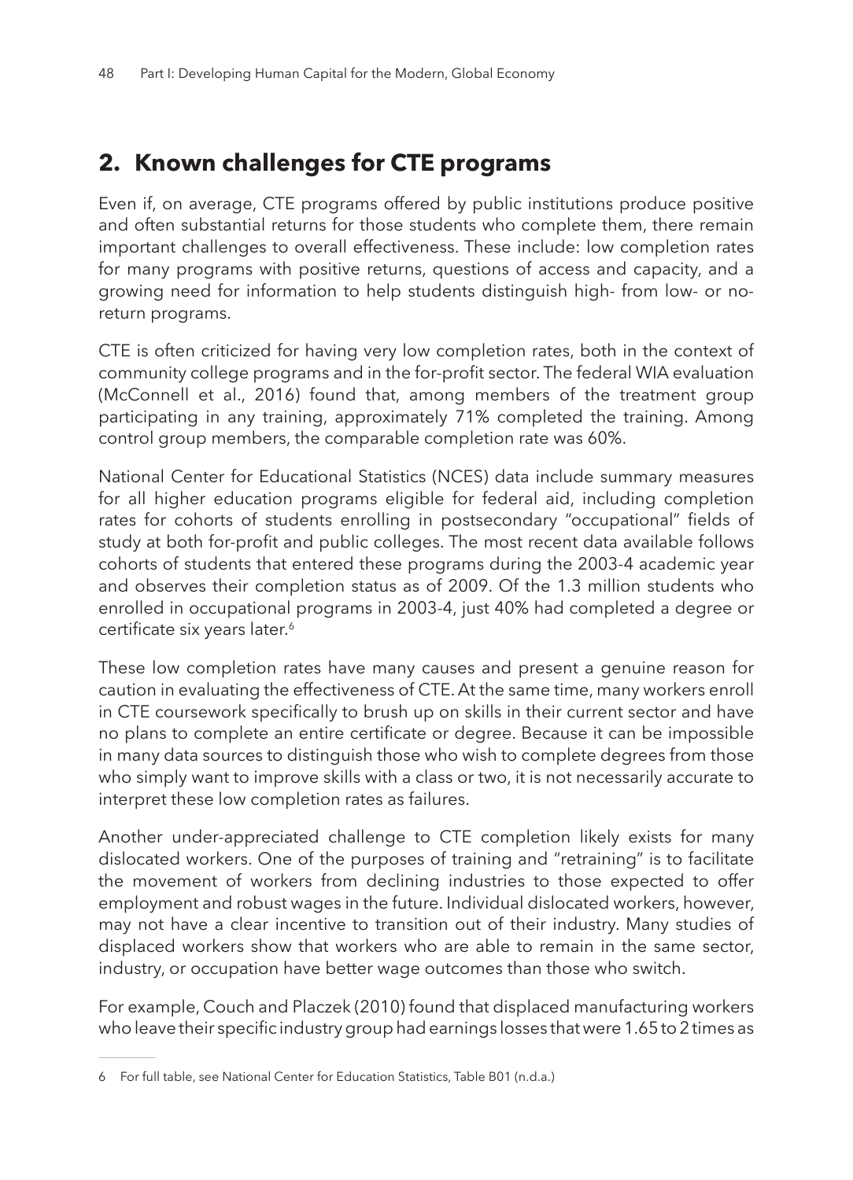## 2. Known challenges for CTE programs

Even if, on average, CTE programs offered by public institutions produce positive and often substantial returns for those students who complete them, there remain important challenges to overall effectiveness. These include: low completion rates for many programs with positive returns, questions of access and capacity, and a growing need for information to help students distinguish high- from low- or no-return programs.

CTE is often criticized for having very low completion rates, both in the context of community college programs and in the for-profit sector. The federal WIA evaluation (McConnell et al., 2016) found that, among members of the treatment group participating in any training, approximately 71% completed the training. Among control group members, the comparable completion rate was 60%.

National Center for Educational Statistics (NCES) data include summary measures for all higher education programs eligible for federal aid, including completion rates for cohorts of students enrolling in postsecondary "occupational" fields of study at both for-profit and public colleges. The most recent data available follows cohorts of students that entered these programs during the 2003-4 academic year and observes their completion status as of 2009. Of the 1.3 million students who enrolled in occupational programs in 2003-4, just 40% had completed a degree or certificate six years later.[6]

These low completion rates have many causes and present a genuine reason for caution in evaluating the effectiveness of CTE. At the same time, many workers enroll in CTE coursework specifically to brush up on skills in their current sector and have no plans to complete an entire certificate or degree. Because it can be impossible in many data sources to distinguish those who wish to complete degrees from those who simply want to improve skills with a class or two, it is not necessarily accurate to interpret these low completion rates as failures.

Another under-appreciated challenge to CTE completion likely exists for many dislocated workers. One of the purposes of training and "retraining" is to facilitate the movement of workers from declining industries to those expected to offer employment and robust wages in the future. Individual dislocated workers, however, may not have a clear incentive to transition out of their industry. Many studies of displaced workers show that workers who are able to remain in the same sector, industry, or occupation have better wage outcomes than those who switch.

For example, Couch and Placzek (2010) found that displaced manufacturing workers who leave their specific industry group had earnings losses that were 1.65 to 2 times as

---

6 For full table, see National Center for Education Statistics, Table B01 (n.d.a.)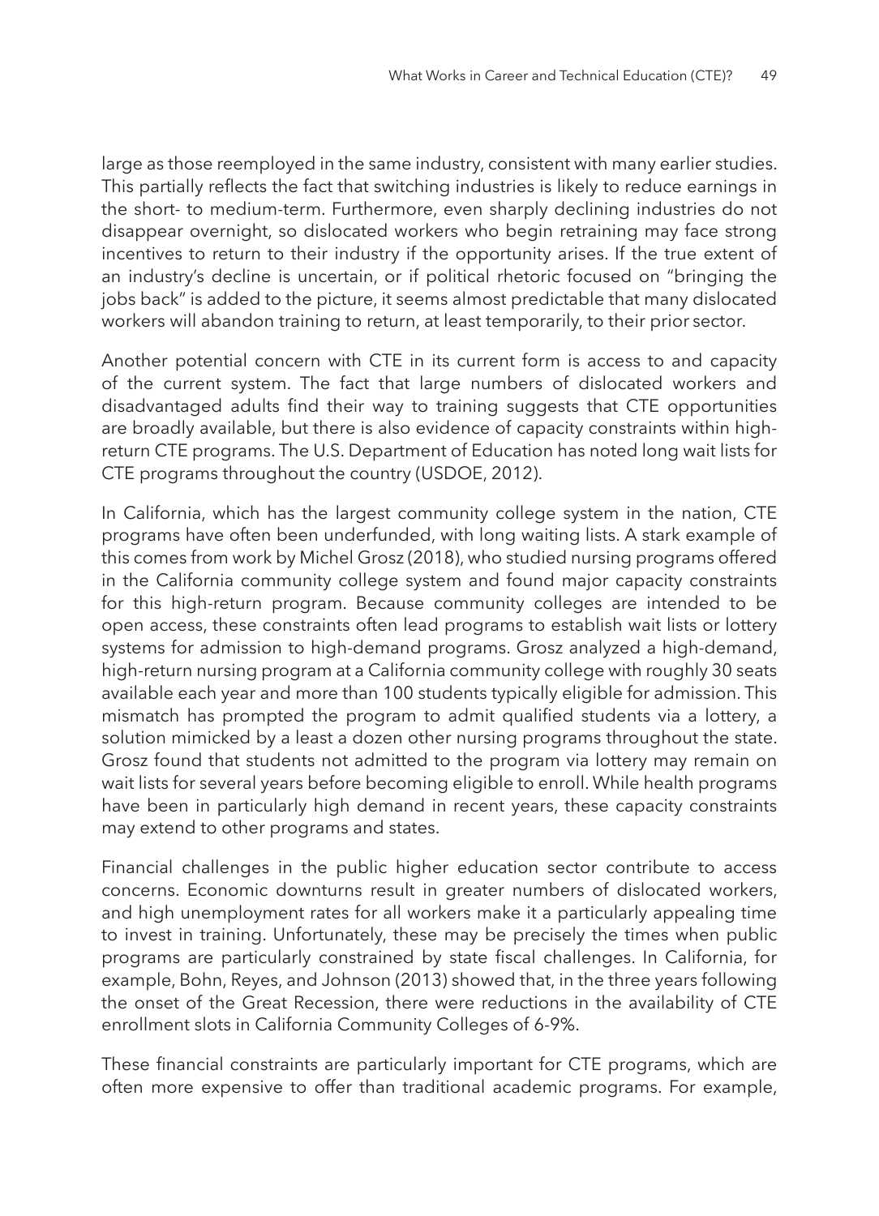large as those reemployed in the same industry, consistent with many earlier studies. This partially reflects the fact that switching industries is likely to reduce earnings in the short- to medium-term. Furthermore, even sharply declining industries do not disappear overnight, so dislocated workers who begin retraining may face strong incentives to return to their industry if the opportunity arises. If the true extent of an industry's decline is uncertain, or if political rhetoric focused on "bringing the jobs back" is added to the picture, it seems almost predictable that many dislocated workers will abandon training to return, at least temporarily, to their prior sector.

Another potential concern with CTE in its current form is access to and capacity of the current system. The fact that large numbers of dislocated workers and disadvantaged adults find their way to training suggests that CTE opportunities are broadly available, but there is also evidence of capacity constraints within high-return CTE programs. The U.S. Department of Education has noted long wait lists for CTE programs throughout the country (USDOE, 2012).

In California, which has the largest community college system in the nation, CTE programs have often been underfunded, with long waiting lists. A stark example of this comes from work by Michel Grosz (2018), who studied nursing programs offered in the California community college system and found major capacity constraints for this high-return program. Because community colleges are intended to be open access, these constraints often lead programs to establish wait lists or lottery systems for admission to high-demand programs. Grosz analyzed a high-demand, high-return nursing program at a California community college with roughly 30 seats available each year and more than 100 students typically eligible for admission. This mismatch has prompted the program to admit qualified students via a lottery, a solution mimicked by a least a dozen other nursing programs throughout the state. Grosz found that students not admitted to the program via lottery may remain on wait lists for several years before becoming eligible to enroll. While health programs have been in particularly high demand in recent years, these capacity constraints may extend to other programs and states.

Financial challenges in the public higher education sector contribute to access concerns. Economic downturns result in greater numbers of dislocated workers, and high unemployment rates for all workers make it a particularly appealing time to invest in training. Unfortunately, these may be precisely the times when public programs are particularly constrained by state fiscal challenges. In California, for example, Bohn, Reyes, and Johnson (2013) showed that, in the three years following the onset of the Great Recession, there were reductions in the availability of CTE enrollment slots in California Community Colleges of 6-9%.

These financial constraints are particularly important for CTE programs, which are often more expensive to offer than traditional academic programs. For example,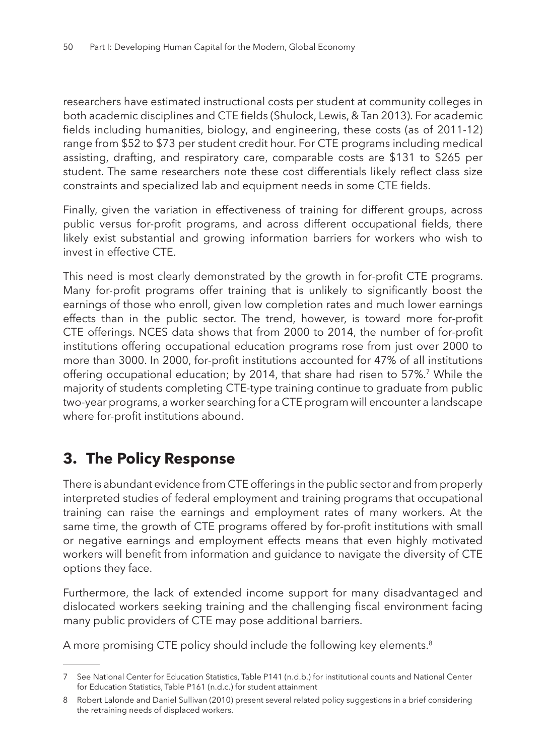researchers have estimated instructional costs per student at community colleges in both academic disciplines and CTE fields (Shulock, Lewis, & Tan 2013). For academic fields including humanities, biology, and engineering, these costs (as of 2011-12) range from $52 to $73 per student credit hour. For CTE programs including medical assisting, drafting, and respiratory care, comparable costs are $131 to $265 per student. The same researchers note these cost differentials likely reflect class size constraints and specialized lab and equipment needs in some CTE fields.

Finally, given the variation in effectiveness of training for different groups, across public versus for-profit programs, and across different occupational fields, there likely exist substantial and growing information barriers for workers who wish to invest in effective CTE.

This need is most clearly demonstrated by the growth in for-profit CTE programs. Many for-profit programs offer training that is unlikely to significantly boost the earnings of those who enroll, given low completion rates and much lower earnings effects than in the public sector. The trend, however, is toward more for-profit CTE offerings. NCES data shows that from 2000 to 2014, the number of for-profit institutions offering occupational education programs rose from just over 2000 to more than 3000. In 2000, for-profit institutions accounted for 47% of all institutions offering occupational education; by 2014, that share had risen to 57%.[7] While the majority of students completing CTE-type training continue to graduate from public two-year programs, a worker searching for a CTE program will encounter a landscape where for-profit institutions abound.

## 3. The Policy Response

There is abundant evidence from CTE offerings in the public sector and from properly interpreted studies of federal employment and training programs that occupational training can raise the earnings and employment rates of many workers. At the same time, the growth of CTE programs offered by for-profit institutions with small or negative earnings and employment effects means that even highly motivated workers will benefit from information and guidance to navigate the diversity of CTE options they face.

Furthermore, the lack of extended income support for many disadvantaged and dislocated workers seeking training and the challenging fiscal environment facing many public providers of CTE may pose additional barriers.

A more promising CTE policy should include the following key elements.[8]

---

7 See National Center for Education Statistics, Table P141 (n.d.b.) for institutional counts and National Center for Education Statistics, Table P161 (n.d.c.) for student attainment

8 Robert Lalonde and Daniel Sullivan (2010) present several related policy suggestions in a brief considering the retraining needs of displaced workers.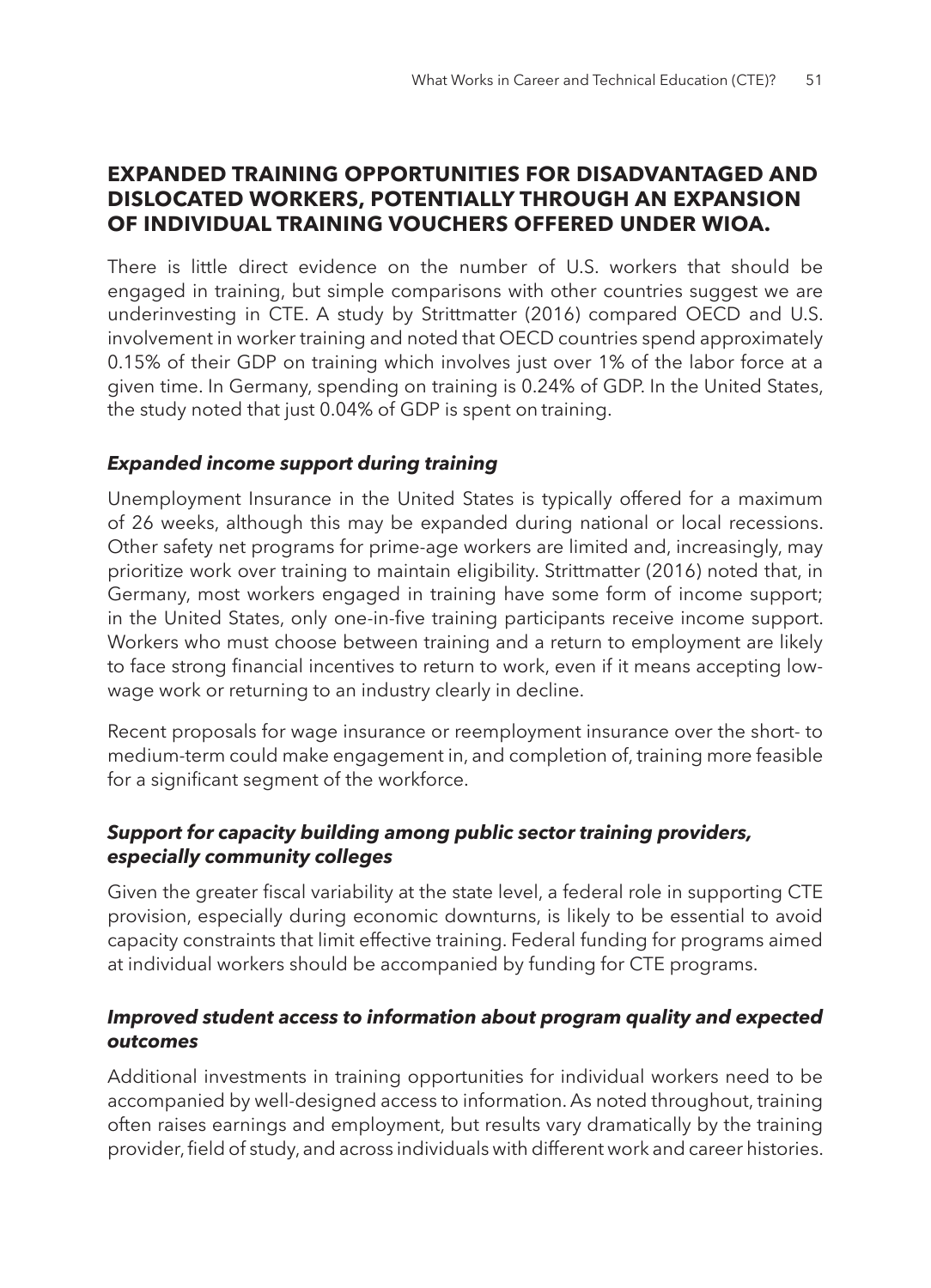## EXPANDED TRAINING OPPORTUNITIES FOR DISADVANTAGED AND DISLOCATED WORKERS, POTENTIALLY THROUGH AN EXPANSION OF INDIVIDUAL TRAINING VOUCHERS OFFERED UNDER WIOA.

There is little direct evidence on the number of U.S. workers that should be engaged in training, but simple comparisons with other countries suggest we are underinvesting in CTE. A study by Strittmatter (2016) compared OECD and U.S. involvement in worker training and noted that OECD countries spend approximately 0.15% of their GDP on training which involves just over 1% of the labor force at a given time. In Germany, spending on training is 0.24% of GDP. In the United States, the study noted that just 0.04% of GDP is spent on training.

### *Expanded income support during training*

Unemployment Insurance in the United States is typically offered for a maximum of 26 weeks, although this may be expanded during national or local recessions. Other safety net programs for prime-age workers are limited and, increasingly, may prioritize work over training to maintain eligibility. Strittmatter (2016) noted that, in Germany, most workers engaged in training have some form of income support; in the United States, only one-in-five training participants receive income support. Workers who must choose between training and a return to employment are likely to face strong financial incentives to return to work, even if it means accepting low-wage work or returning to an industry clearly in decline.

Recent proposals for wage insurance or reemployment insurance over the short- to medium-term could make engagement in, and completion of, training more feasible for a significant segment of the workforce.

### *Support for capacity building among public sector training providers, especially community colleges*

Given the greater fiscal variability at the state level, a federal role in supporting CTE provision, especially during economic downturns, is likely to be essential to avoid capacity constraints that limit effective training. Federal funding for programs aimed at individual workers should be accompanied by funding for CTE programs.

### *Improved student access to information about program quality and expected outcomes*

Additional investments in training opportunities for individual workers need to be accompanied by well-designed access to information. As noted throughout, training often raises earnings and employment, but results vary dramatically by the training provider, field of study, and across individuals with different work and career histories.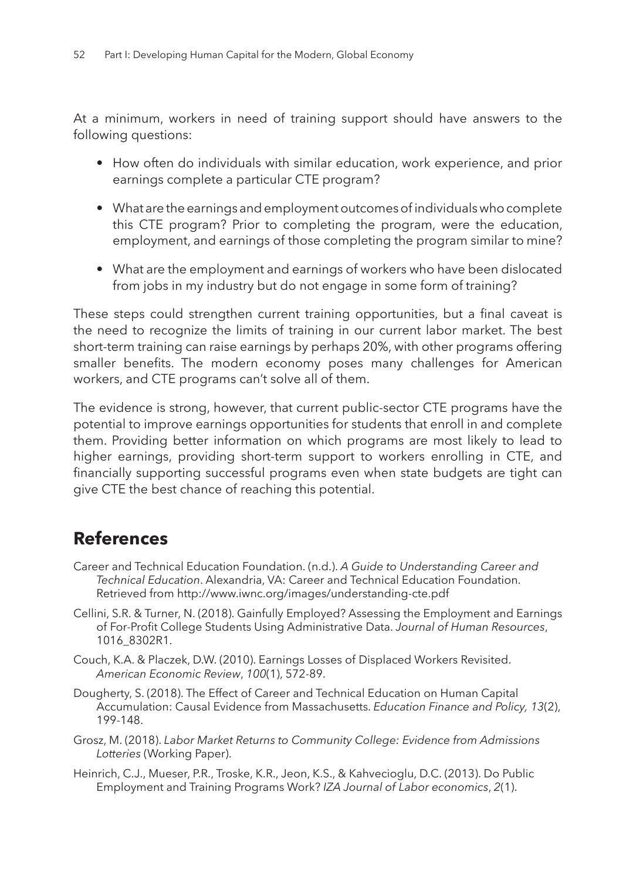At a minimum, workers in need of training support should have answers to the following questions:

- How often do individuals with similar education, work experience, and prior earnings complete a particular CTE program?
- What are the earnings and employment outcomes of individuals who complete this CTE program? Prior to completing the program, were the education, employment, and earnings of those completing the program similar to mine?
- What are the employment and earnings of workers who have been dislocated from jobs in my industry but do not engage in some form of training?

These steps could strengthen current training opportunities, but a final caveat is the need to recognize the limits of training in our current labor market. The best short-term training can raise earnings by perhaps 20%, with other programs offering smaller benefits. The modern economy poses many challenges for American workers, and CTE programs can't solve all of them.

The evidence is strong, however, that current public-sector CTE programs have the potential to improve earnings opportunities for students that enroll in and complete them. Providing better information on which programs are most likely to lead to higher earnings, providing short-term support to workers enrolling in CTE, and financially supporting successful programs even when state budgets are tight can give CTE the best chance of reaching this potential.

## References

Career and Technical Education Foundation. (n.d.). *A Guide to Understanding Career and Technical Education*. Alexandria, VA: Career and Technical Education Foundation. Retrieved from http://www.iwnc.org/images/understanding-cte.pdf

Cellini, S.R. & Turner, N. (2018). Gainfully Employed? Assessing the Employment and Earnings of For-Profit College Students Using Administrative Data. *Journal of Human Resources*, 1016_8302R1.

Couch, K.A. & Placzek, D.W. (2010). Earnings Losses of Displaced Workers Revisited. *American Economic Review*, *100*(1), 572-89.

Dougherty, S. (2018). The Effect of Career and Technical Education on Human Capital Accumulation: Causal Evidence from Massachusetts. *Education Finance and Policy, 13*(2), 199-148.

Grosz, M. (2018). *Labor Market Returns to Community College: Evidence from Admissions Lotteries* (Working Paper).

Heinrich, C.J., Mueser, P.R., Troske, K.R., Jeon, K.S., & Kahvecioglu, D.C. (2013). Do Public Employment and Training Programs Work? *IZA Journal of Labor economics*, *2*(1).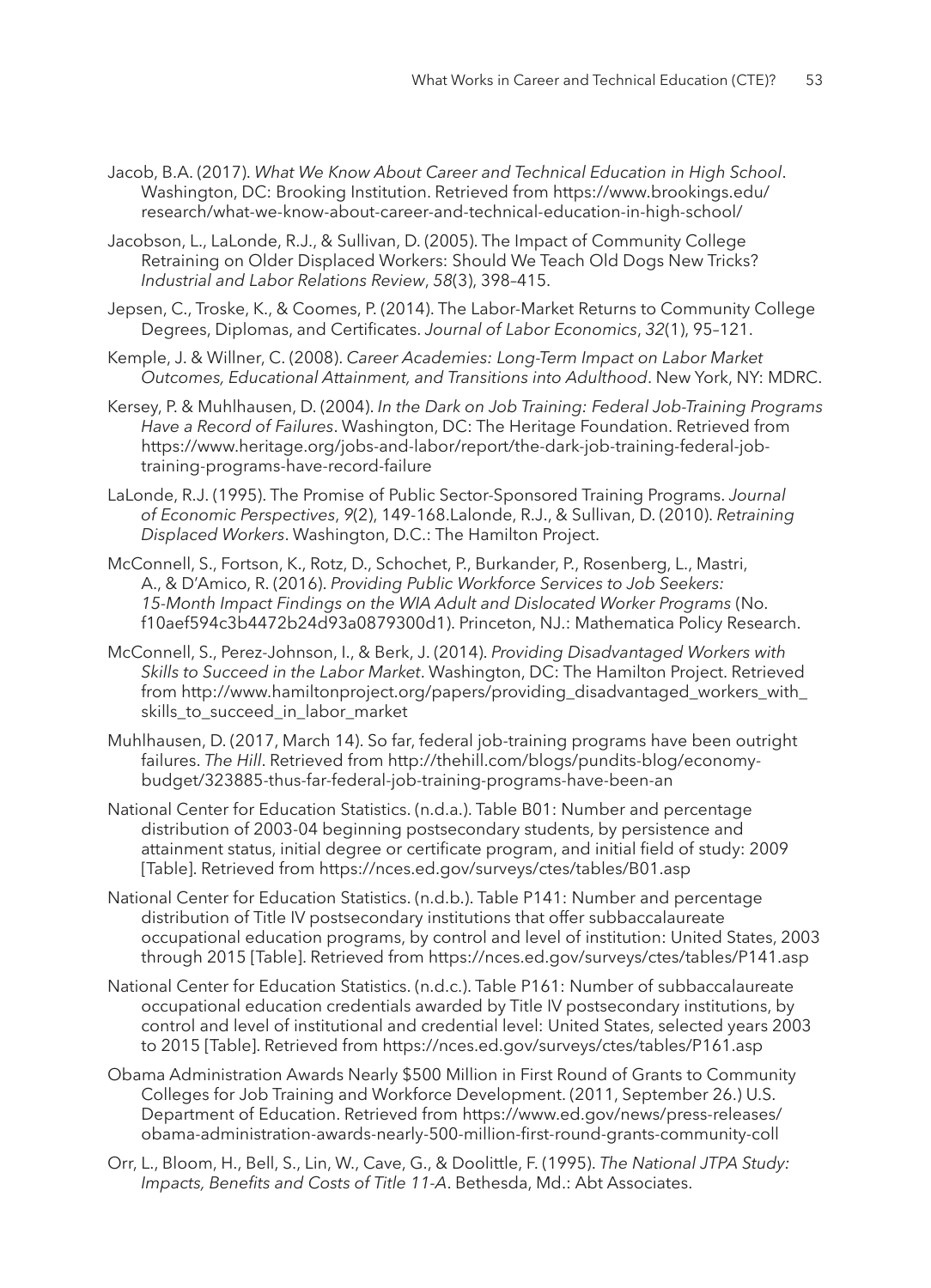Jacob, B.A. (2017). *What We Know About Career and Technical Education in High School*. Washington, DC: Brooking Institution. Retrieved from https://www.brookings.edu/research/what-we-know-about-career-and-technical-education-in-high-school/

Jacobson, L., LaLonde, R.J., & Sullivan, D. (2005). The Impact of Community College Retraining on Older Displaced Workers: Should We Teach Old Dogs New Tricks? *Industrial and Labor Relations Review*, *58*(3), 398–415.

Jepsen, C., Troske, K., & Coomes, P. (2014). The Labor-Market Returns to Community College Degrees, Diplomas, and Certificates. *Journal of Labor Economics*, *32*(1), 95–121.

Kemple, J. & Willner, C. (2008). *Career Academies: Long-Term Impact on Labor Market Outcomes, Educational Attainment, and Transitions into Adulthood*. New York, NY: MDRC.

Kersey, P. & Muhlhausen, D. (2004). *In the Dark on Job Training: Federal Job-Training Programs Have a Record of Failures*. Washington, DC: The Heritage Foundation. Retrieved from https://www.heritage.org/jobs-and-labor/report/the-dark-job-training-federal-job-training-programs-have-record-failure

LaLonde, R.J. (1995). The Promise of Public Sector-Sponsored Training Programs. *Journal of Economic Perspectives*, *9*(2), 149-168.Lalonde, R.J., & Sullivan, D. (2010). *Retraining Displaced Workers*. Washington, D.C.: The Hamilton Project.

McConnell, S., Fortson, K., Rotz, D., Schochet, P., Burkander, P., Rosenberg, L., Mastri, A., & D'Amico, R. (2016). *Providing Public Workforce Services to Job Seekers: 15-Month Impact Findings on the WIA Adult and Dislocated Worker Programs* (No. f10aef594c3b4472b24d93a0879300d1). Princeton, NJ.: Mathematica Policy Research.

McConnell, S., Perez-Johnson, I., & Berk, J. (2014). *Providing Disadvantaged Workers with Skills to Succeed in the Labor Market*. Washington, DC: The Hamilton Project. Retrieved from http://www.hamiltonproject.org/papers/providing_disadvantaged_workers_with_skills_to_succeed_in_labor_market

Muhlhausen, D. (2017, March 14). So far, federal job-training programs have been outright failures. *The Hill*. Retrieved from http://thehill.com/blogs/pundits-blog/economy-budget/323885-thus-far-federal-job-training-programs-have-been-an

National Center for Education Statistics. (n.d.a.). Table B01: Number and percentage distribution of 2003-04 beginning postsecondary students, by persistence and attainment status, initial degree or certificate program, and initial field of study: 2009 [Table]. Retrieved from https://nces.ed.gov/surveys/ctes/tables/B01.asp

National Center for Education Statistics. (n.d.b.). Table P141: Number and percentage distribution of Title IV postsecondary institutions that offer subbaccalaureate occupational education programs, by control and level of institution: United States, 2003 through 2015 [Table]. Retrieved from https://nces.ed.gov/surveys/ctes/tables/P141.asp

National Center for Education Statistics. (n.d.c.). Table P161: Number of subbaccalaureate occupational education credentials awarded by Title IV postsecondary institutions, by control and level of institutional and credential level: United States, selected years 2003 to 2015 [Table]. Retrieved from https://nces.ed.gov/surveys/ctes/tables/P161.asp

Obama Administration Awards Nearly $500 Million in First Round of Grants to Community Colleges for Job Training and Workforce Development. (2011, September 26.) U.S. Department of Education. Retrieved from https://www.ed.gov/news/press-releases/obama-administration-awards-nearly-500-million-first-round-grants-community-coll

Orr, L., Bloom, H., Bell, S., Lin, W., Cave, G., & Doolittle, F. (1995). *The National JTPA Study: Impacts, Benefits and Costs of Title 11-A*. Bethesda, Md.: Abt Associates.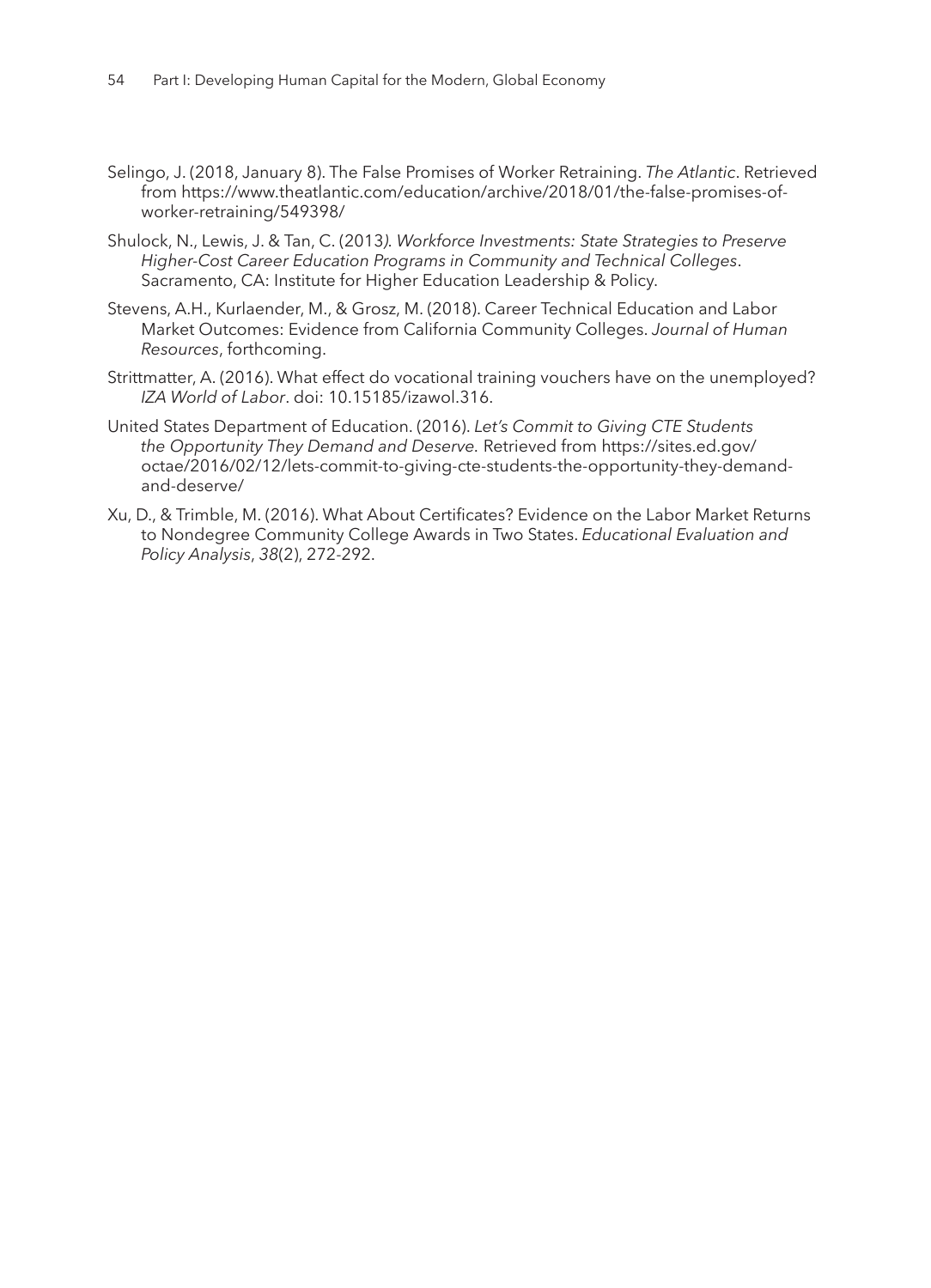Selingo, J. (2018, January 8). The False Promises of Worker Retraining. *The Atlantic*. Retrieved from https://www.theatlantic.com/education/archive/2018/01/the-false-promises-of-worker-retraining/549398/

Shulock, N., Lewis, J. & Tan, C. (2013*). Workforce Investments: State Strategies to Preserve Higher-Cost Career Education Programs in Community and Technical Colleges*. Sacramento, CA: Institute for Higher Education Leadership & Policy.

Stevens, A.H., Kurlaender, M., & Grosz, M. (2018). Career Technical Education and Labor Market Outcomes: Evidence from California Community Colleges. *Journal of Human Resources*, forthcoming.

Strittmatter, A. (2016). What effect do vocational training vouchers have on the unemployed? *IZA World of Labor*. doi: 10.15185/izawol.316.

United States Department of Education. (2016). *Let's Commit to Giving CTE Students the Opportunity They Demand and Deserve.* Retrieved from https://sites.ed.gov/octae/2016/02/12/lets-commit-to-giving-cte-students-the-opportunity-they-demand-and-deserve/

Xu, D., & Trimble, M. (2016). What About Certificates? Evidence on the Labor Market Returns to Nondegree Community College Awards in Two States. *Educational Evaluation and Policy Analysis*, *38*(2), 272-292.